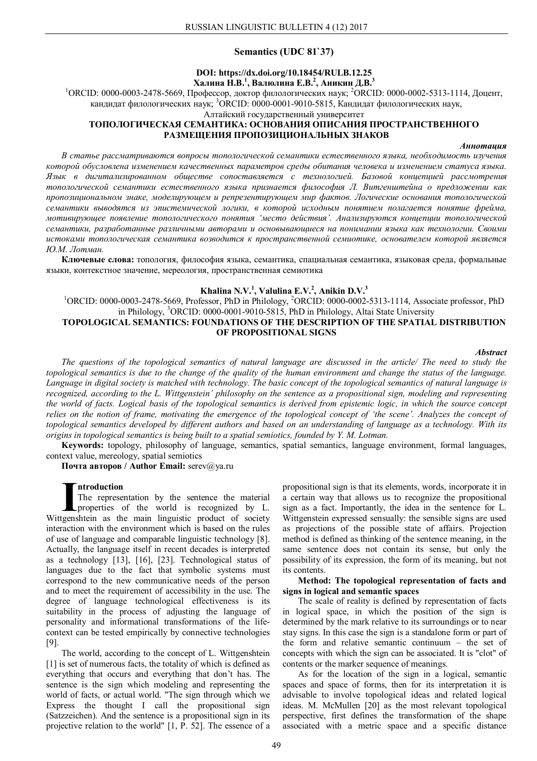**Semantics (UDC 81`37)**

**DOI: https://dx.doi.org/10.18454/RULB.12.25**

**Халина Н.В.[1], Валюлина Е.В.[2], Аникин Д.В.[3]**

[1]ORCID: 0000-0003-2478-5669, Профессор, доктор филологических наук; [2]ORCID: 0000-0002-5313-1114, Доцент, кандидат филологических наук; [3]ORCID: 0000-0001-9010-5815, Кандидат филологических наук, Алтайский государственный университет

**ТОПОЛОГИЧЕСКАЯ СЕМАНТИКА: ОСНОВАНИЯ ОПИСАНИЯ ПРОСТРАНСТВЕННОГО РАЗМЕЩЕНИЯ ПРОПОЗИЦИОНАЛЬНЫХ ЗНАКОВ**

***Аннотация***

*В статье рассматриваются вопросы топологической семантики естественного языка, необходимость изучения которой обусловлена изменением качественных параметров среды обитания человека и изменением статуса языка. Язык в дигитализированном обществе сопоставляется с технологией. Базовой концепцией рассмотрения топологической семантики естественного языка признается философия Л. Витгенштейна о предложении как пропозициональном знаке, моделирующем и репрезентирующем мир фактов. Логические основания топологической семантики выводятся из эпистемической логики, в которой исходным понятием полагается понятие фрейма, мотивирующее появление топологического понятия 'место действия'. Анализируются концепции топологической семантики, разработанные различными авторами и основывающиеся на понимании языка как технологии. Своими истоками топологическая семантика возводится к пространственной семиотике, основателем которой является Ю.М. Лотман.*

**Ключевые слова:** топология, философия языка, семантика, спациальная семантика, языковая среда, формальные языки, контекстное значение, мереология, пространственная семиотика

**Khalina N.V.[1], Valulina E.V.[2], Anikin D.V.[3]**

[1]ORCID: 0000-0003-2478-5669, Professor, PhD in Philology, [2]ORCID: 0000-0002-5313-1114, Associate professor, PhD in Philology, [3]ORCID: 0000-0001-9010-5815, PhD in Philology, Altai State University

**TOPOLOGICAL SEMANTICS: FOUNDATIONS OF THE DESCRIPTION OF THE SPATIAL DISTRIBUTION OF PROPOSITIONAL SIGNS**

***Abstract***

*The questions of the topological semantics of natural language are discussed in the article/ The need to study the topological semantics is due to the change of the quality of the human environment and change the status of the language. Language in digital society is matched with technology. The basic concept of the topological semantics of natural language is recognized, according to the L. Wittgenstein' philosophy on the sentence as a propositional sign, modeling and representing the world of facts. Logical basis of the topological semantics is derived from epistemic logic, in which the source concept relies on the notion of frame, motivating the emergence of the topological concept of 'the scene'. Analyzes the concept of topological semantics developed by different authors and based on an understanding of language as a technology. With its origins in topological semantics is being built to a spatial semiotics, founded by Y. M. Lotman.*

**Keywords:** topology, philosophy of language, semantics, spatial semantics, language environment, formal languages, context value, mereology, spatial semiotics

**Почта авторов / Author Email:** serev@ya.ru

## Introduction

The representation by the sentence the material properties of the world is recognized by L. Wittgenshtein as the main linguistic product of society interaction with the environment which is based on the rules of use of language and comparable linguistic technology [8]. Actually, the language itself in recent decades is interpreted as a technology [13], [16], [23]. Technological status of languages due to the fact that symbolic systems must correspond to the new communicative needs of the person and to meet the requirement of accessibility in the use. The degree of language technological effectiveness is its suitability in the process of adjusting the language of personality and informational transformations of the life-context can be tested empirically by connective technologies [9].

The world, according to the concept of L. Wittgenshtein [1] is set of numerous facts, the totality of which is defined as everything that occurs and everything that don't has. The sentence is the sign which modeling and representing the world of facts, or actual world. "The sign through which we Express the thought I call the propositional sign (Satzzeichen). And the sentence is a propositional sign in its projective relation to the world" [1, P. 52]. The essence of a propositional sign is that its elements, words, incorporate it in a certain way that allows us to recognize the propositional sign as a fact. Importantly, the idea in the sentence for L. Wittgenstein expressed sensually: the sensible signs are used as projections of the possible state of affairs. Projection method is defined as thinking of the sentence meaning, in the same sentence does not contain its sense, but only the possibility of its expression, the form of its meaning, but not its contents.

**Method: The topological representation of facts and signs in logical and semantic spaces**

The scale of reality is defined by representation of facts in logical space, in which the position of the sign is determined by the mark relative to its surroundings or to near stay signs. In this case the sign is a standalone form or part of the form and relative semantic continuum – the set of concepts with which the sign can be associated. It is "clot" of contents or the marker sequence of meanings.

As for the location of the sign in a logical, semantic spaces and space of forms, then for its interpretation it is advisable to involve topological ideas and related logical ideas. M. McMullen [20] as the most relevant topological perspective, first defines the transformation of the shape associated with a metric space and a specific distance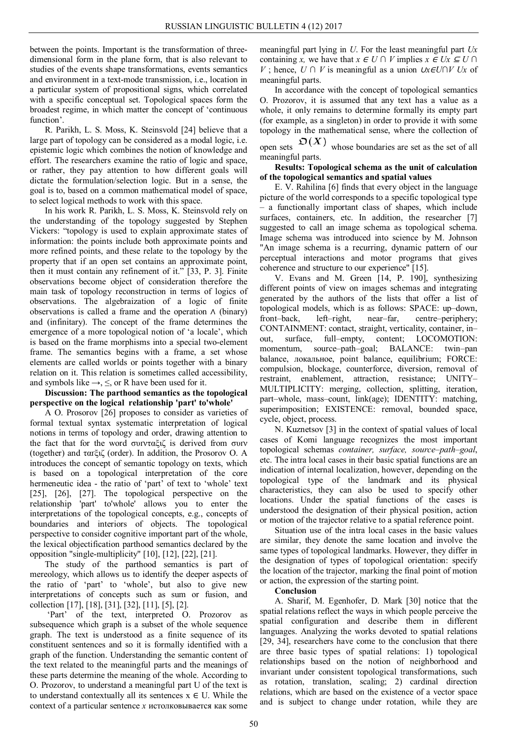between the points. Important is the transformation of three-dimensional form in the plane form, that is also relevant to studies of the events shape transformations, events semantics and environment in a text-mode transmission, i.e., location in a particular system of propositional signs, which correlated with a specific conceptual set. Topological spaces form the broadest regime, in which matter the concept of 'continuous function'.

R. Parikh, L. S. Moss, K. Steinsvold [24] believe that a large part of topology can be considered as a modal logic, i.e. epistemic logic which combines the notion of knowledge and effort. The researchers examine the ratio of logic and space, or rather, they pay attention to how different goals will dictate the formulation/selection logic. But in a sense, the goal is to, based on a common mathematical model of space, to select logical methods to work with this space.

In his work R. Parikh, L. S. Moss, K. Steinsvold rely on the understanding of the topology suggested by Stephen Vickers: "topology is used to explain approximate states of information: the points include both approximate points and more refined points, and these relate to the topology by the property that if an open set contains an approximate point, then it must contain any refinement of it." [33, P. 3]. Finite observations become object of consideration therefore the main task of topology reconstruction in terms of logics of observations. The algebraization of a logic of finite observations is called a frame and the operation ∧ (binary) and (infinitary). The concept of the frame determines the emergence of a more topological notion of 'a locale', which is based on the frame morphisms into a special two-element frame. The semantics begins with a frame, a set whose elements are called worlds or points together with a binary relation on it. This relation is sometimes called accessibility, and symbols like →, ≤, or R have been used for it.

**Discussion: The parthood semantics as the topological perspective on the logical relationship 'part' to'whole'**

A O. Prosorov [26] proposes to consider as varieties of formal textual syntax systematic interpretation of logical notions in terms of topology and order, drawing attention to the fact that for the word συνταξιζ is derived from συν (together) and ταξιζ (order). In addition, the Prosorov O. A introduces the concept of semantic topology on texts, which is based on a topological interpretation of the core hermeneutic idea - the ratio of 'part' of text to 'whole' text [25], [26], [27]. The topological perspective on the relationship 'part' to'whole' allows you to enter the interpretations of the topological concepts, e.g., concepts of boundaries and interiors of objects. The topological perspective to consider cognitive important part of the whole, the lexical objectification parthood semantics declared by the opposition "single-multiplicity" [10], [12], [22], [21].

The study of the parthood semantics is part of mereology, which allows us to identify the deeper aspects of the ratio of 'part' to 'whole', but also to give new interpretations of concepts such as sum or fusion, and collection [17], [18], [31], [32], [11], [5], [2].

'Part' of the text, interpreted O. Prozorov as subsequence which graph is a subset of the whole sequence graph. The text is understood as a finite sequence of its constituent sentences and so it is formally identified with a graph of the function. Understanding the semantic content of the text related to the meaningful parts and the meanings of these parts determine the meaning of the whole. According to O. Prozorov, to understand a meaningful part U of the text is to understand contextually all its sentences $x \in U$. While the context of a particular sentence *x* истолковывается как some meaningful part lying in *U*. For the least meaningful part $U_x$ containing *x*, we have that $x \in U \cap V$ implies $x \in U_x \subseteq U \cap V$ ; hence, $U \cap V$ is meaningful as a union $\cup_{x \in U \cap V} U_x$ of meaningful parts.

In accordance with the concept of topological semantics O. Prozorov, it is assumed that any text has a value as a whole, it only remains to determine formally its empty part (for example, as a singleton) in order to provide it with some topology in the mathematical sense, where the collection of open sets $\mathfrak{O}(X)$ whose boundaries are set as the set of all meaningful parts.

**Results: Topological schema as the unit of calculation of the topological semantics and spatial values**

E. V. Rahilina [6] finds that every object in the language picture of the world corresponds to a specific topological type – a functionally important class of shapes, which include surfaces, containers, etc. In addition, the researcher [7] suggested to call an image schema as topological schema. Image schema was introduced into science by M. Johnson "An image schema is a recurring, dynamic pattern of our perceptual interactions and motor programs that gives coherence and structure to our experience" [15].

V. Evans and M. Green [14, P. 190], synthesizing different points of view on images schemas and integrating generated by the authors of the lists that offer a list of topological models, which is as follows: SPACE: up–down, front–back, left–right, near–far, centre–periphery; CONTAINMENT: contact, straight, verticality, container, in–out, surface, full–empty, content; LOCOMOTION: momentum, source–path–goal; BALANCE: twin–pan balance, локальное, point balance, equilibrium; FORCE: compulsion, blockage, counterforce, diversion, removal of restraint, enablement, attraction, resistance; UNITY–MULTIPLICITY: merging, collection, splitting, iteration, part–whole, mass–count, link(age); IDENTITY: matching, superimposition; EXISTENCE: removal, bounded space, cycle, object, process.

N. Kuznetsov [3] in the context of spatial values of local cases of Komi language recognizes the most important topological schemas *container, surface, source–path–goal*, etc. The intra local cases in their basic spatial functions are an indication of internal localization, however, depending on the topological type of the landmark and its physical characteristics, they can also be used to specify other locations. Under the spatial functions of the cases is understood the designation of their physical position, action or motion of the trajector relative to a spatial reference point.

Situation use of the intra local cases in the basic values are similar, they denote the same location and involve the same types of topological landmarks. However, they differ in the designation of types of topological orientation: specify the location of the trajector, marking the final point of motion or action, the expression of the starting point.

**Conclusion**

A. Sharif, M. Egenhofer, D. Mark [30] notice that the spatial relations reflect the ways in which people perceive the spatial configuration and describe them in different languages. Analyzing the works devoted to spatial relations [29, 34], researchers have come to the conclusion that there are three basic types of spatial relations: 1) topological relationships based on the notion of neighborhood and invariant under consistent topological transformations, such as rotation, translation, scaling; 2) cardinal direction relations, which are based on the existence of a vector space and is subject to change under rotation, while they are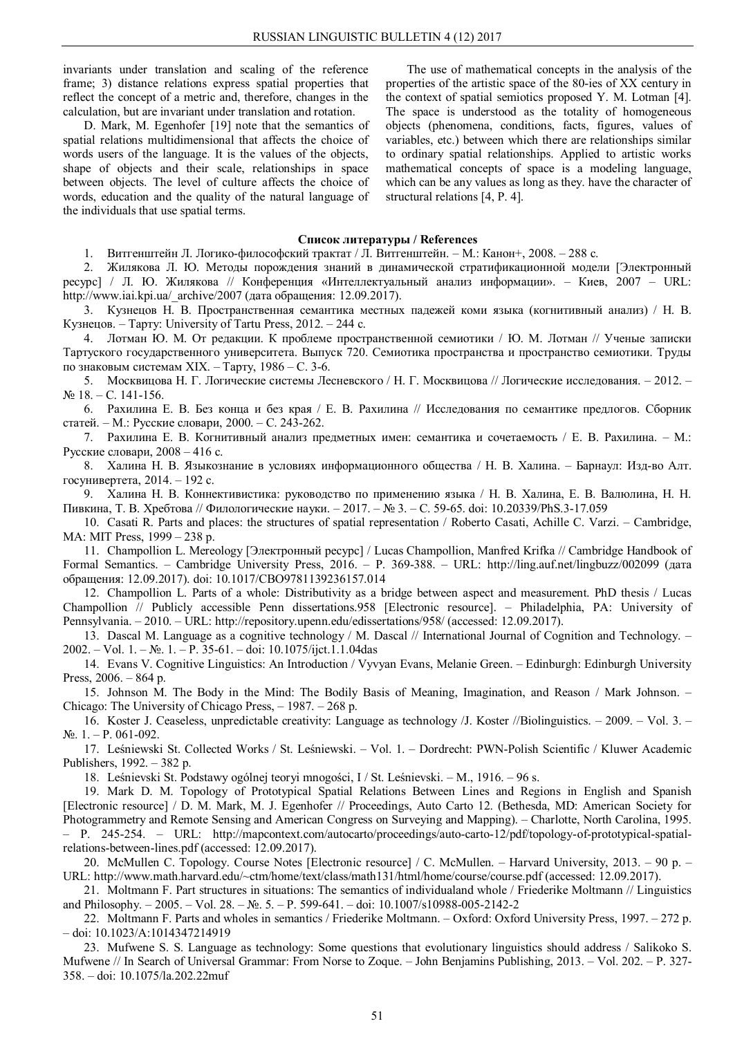invariants under translation and scaling of the reference frame; 3) distance relations express spatial properties that reflect the concept of a metric and, therefore, changes in the calculation, but are invariant under translation and rotation.

D. Mark, M. Egenhofer [19] note that the semantics of spatial relations multidimensional that affects the choice of words users of the language. It is the values of the objects, shape of objects and their scale, relationships in space between objects. The level of culture affects the choice of words, education and the quality of the natural language of the individuals that use spatial terms.

The use of mathematical concepts in the analysis of the properties of the artistic space of the 80-ies of XX century in the context of spatial semiotics proposed Y. M. Lotman [4]. The space is understood as the totality of homogeneous objects (phenomena, conditions, facts, figures, values of variables, etc.) between which there are relationships similar to ordinary spatial relationships. Applied to artistic works mathematical concepts of space is a modeling language, which can be any values as long as they. have the character of structural relations [4, P. 4].

**Список литературы / References**

1. Витгенштейн Л. Логико-философский трактат / Л. Витгенштейн. – М.: Канон+, 2008. – 288 с.
2. Жилякова Л. Ю. Методы порождения знаний в динамической стратификационной модели [Электронный ресурс] / Л. Ю. Жилякова // Конференция «Интеллектуальный анализ информации». – Киев, 2007 – URL: http://www.iai.kpi.ua/_archive/2007 (дата обращения: 12.09.2017).
3. Кузнецов Н. В. Пространственная семантика местных падежей коми языка (когнитивный анализ) / Н. В. Кузнецов. – Тарту: University of Tartu Press, 2012. – 244 с.
4. Лотман Ю. М. От редакции. К проблеме пространственной семиотики / Ю. М. Лотман // Ученые записки Тартуского государственного университета. Выпуск 720. Семиотика пространства и пространство семиотики. Труды по знаковым системам XIX. – Тарту, 1986 – С. 3-6.
5. Москвицова Н. Г. Логические системы Лесневского / Н. Г. Москвицова // Логические исследования. – 2012. – № 18. – С. 141-156.
6. Рахилина Е. В. Без конца и без края / Е. В. Рахилина // Исследования по семантике предлогов. Сборник статей. – М.: Русские словари, 2000. – С. 243-262.
7. Рахилина Е. В. Когнитивный анализ предметных имен: семантика и сочетаемость / Е. В. Рахилина. – М.: Русские словари, 2008 – 416 с.
8. Халина Н. В. Языкознание в условиях информационного общества / Н. В. Халина. – Барнаул: Изд-во Алт. госуниверситета, 2014. – 192 с.
9. Халина Н. В. Коннективистика: руководство по применению языка / Н. В. Халина, Е. В. Валюлина, Н. Н. Пивкина, Т. В. Хребтова // Филологические науки. – 2017. – № 3. – С. 59-65. doi: 10.20339/PhS.3-17.059
10. Casati R. Parts and places: the structures of spatial representation / Roberto Casati, Achille C. Varzi. – Cambridge, MA: MIT Press, 1999 – 238 p.
11. Champollion L. Mereology [Электронный ресурс] / Lucas Champollion, Manfred Krifka // Cambridge Handbook of Formal Semantics. – Cambridge University Press, 2016. – P. 369-388. – URL: http://ling.auf.net/lingbuzz/002099 (дата обращения: 12.09.2017). doi: 10.1017/CBO9781139236157.014
12. Champollion L. Parts of a whole: Distributivity as a bridge between aspect and measurement. PhD thesis / Lucas Champollion // Publicly accessible Penn dissertations.958 [Electronic resource]. – Philadelphia, PA: University of Pennsylvania. – 2010. – URL: http://repository.upenn.edu/edissertations/958/ (accessed: 12.09.2017).
13. Dascal M. Language as a cognitive technology / M. Dascal // International Journal of Cognition and Technology. – 2002. – Vol. 1. – №. 1. – P. 35-61. – doi: 10.1075/ijct.1.1.04das
14. Evans V. Cognitive Linguistics: An Introduction / Vyvyan Evans, Melanie Green. – Edinburgh: Edinburgh University Press, 2006. – 864 p.
15. Johnson M. The Body in the Mind: The Bodily Basis of Meaning, Imagination, and Reason / Mark Johnson. – Chicago: The University of Chicago Press, – 1987. – 268 p.
16. Koster J. Ceaseless, unpredictable creativity: Language as technology /J. Koster //Biolinguistics. – 2009. – Vol. 3. – №. 1. – P. 061-092.
17. Leśniewski St. Collected Works / St. Leśniewski. – Vol. 1. – Dordrecht: PWN-Polish Scientific / Kluwer Academic Publishers, 1992. – 382 p.
18. Leśnievski St. Podstawy ogólnej teoryi mnogości, I / St. Leśnievski. – M., 1916. – 96 s.
19. Mark D. M. Topology of Prototypical Spatial Relations Between Lines and Regions in English and Spanish [Electronic resource] / D. M. Mark, M. J. Egenhofer // Proceedings, Auto Carto 12. (Bethesda, MD: American Society for Photogrammetry and Remote Sensing and American Congress on Surveying and Mapping). – Charlotte, North Carolina, 1995. – P. 245-254. – URL: http://mapcontext.com/autocarto/proceedings/auto-carto-12/pdf/topology-of-prototypical-spatial-relations-between-lines.pdf (accessed: 12.09.2017).
20. McMullen C. Topology. Course Notes [Electronic resource] / C. McMullen. – Harvard University, 2013. – 90 p. – URL: http://www.math.harvard.edu/~ctm/home/text/class/math131/html/home/course/course.pdf (accessed: 12.09.2017).
21. Moltmann F. Part structures in situations: The semantics of individualand whole / Friederike Moltmann // Linguistics and Philosophy. – 2005. – Vol. 28. – №. 5. – P. 599-641. – doi: 10.1007/s10988-005-2142-2
22. Moltmann F. Parts and wholes in semantics / Friederike Moltmann. – Oxford: Oxford University Press, 1997. – 272 p. – doi: 10.1023/A:1014347214919
23. Mufwene S. S. Language as technology: Some questions that evolutionary linguistics should address / Salikoko S. Mufwene // In Search of Universal Grammar: From Norse to Zoque. – John Benjamins Publishing, 2013. – Vol. 202. – P. 327-358. – doi: 10.1075/la.202.22muf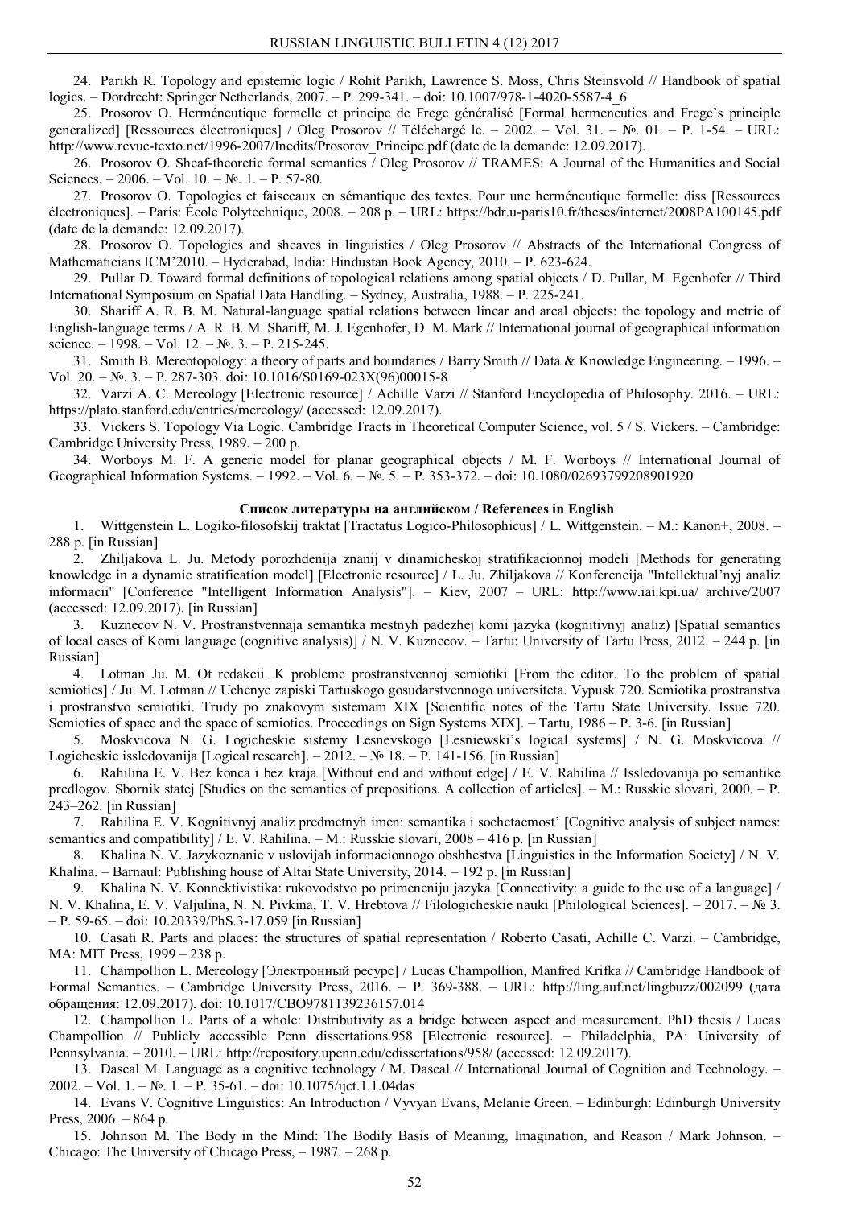24. Parikh R. Topology and epistemic logic / Rohit Parikh, Lawrence S. Moss, Chris Steinsvold // Handbook of spatial logics. – Dordrecht: Springer Netherlands, 2007. – P. 299-341. – doi: 10.1007/978-1-4020-5587-4_6

25. Prosorov O. Herméneutique formelle et principe de Frege généralisé [Formal hermeneutics and Frege's principle generalized] [Ressources électroniques] / Oleg Prosorov // Téléchargé le. – 2002. – Vol. 31. – №. 01. – P. 1-54. – URL: http://www.revue-texto.net/1996-2007/Inedits/Prosorov_Principe.pdf (date de la demande: 12.09.2017).

26. Prosorov O. Sheaf-theoretic formal semantics / Oleg Prosorov // TRAMES: A Journal of the Humanities and Social Sciences. – 2006. – Vol. 10. – №. 1. – P. 57-80.

27. Prosorov O. Topologies et faisceaux en sémantique des textes. Pour une herméneutique formelle: diss [Ressources électroniques]. – Paris: École Polytechnique, 2008. – 208 p. – URL: https://bdr.u-paris10.fr/theses/internet/2008PA100145.pdf (date de la demande: 12.09.2017).

28. Prosorov O. Topologies and sheaves in linguistics / Oleg Prosorov // Abstracts of the International Congress of Mathematicians ICM'2010. – Hyderabad, India: Hindustan Book Agency, 2010. – P. 623-624.

29. Pullar D. Toward formal definitions of topological relations among spatial objects / D. Pullar, M. Egenhofer // Third International Symposium on Spatial Data Handling. – Sydney, Australia, 1988. – P. 225-241.

30. Shariff A. R. B. M. Natural-language spatial relations between linear and areal objects: the topology and metric of English-language terms / A. R. B. M. Shariff, M. J. Egenhofer, D. M. Mark // International journal of geographical information science. – 1998. – Vol. 12. – №. 3. – P. 215-245.

31. Smith B. Mereotopology: a theory of parts and boundaries / Barry Smith // Data & Knowledge Engineering. – 1996. – Vol. 20. – №. 3. – P. 287-303. doi: 10.1016/S0169-023X(96)00015-8

32. Varzi A. C. Mereology [Electronic resource] / Achille Varzi // Stanford Encyclopedia of Philosophy. 2016. – URL: https://plato.stanford.edu/entries/mereology/ (accessed: 12.09.2017).

33. Vickers S. Topology Via Logic. Cambridge Tracts in Theoretical Computer Science, vol. 5 / S. Vickers. – Cambridge: Cambridge University Press, 1989. – 200 p.

34. Worboys M. F. A generic model for planar geographical objects / M. F. Worboys // International Journal of Geographical Information Systems. – 1992. – Vol. 6. – №. 5. – P. 353-372. – doi: 10.1080/02693799208901920

**Список литературы на английском / References in English**

1. Wittgenstein L. Logiko-filosofskij traktat [Tractatus Logico-Philosophicus] / L. Wittgenstein. – M.: Kanon+, 2008. – 288 p. [in Russian]

2. Zhiljakova L. Ju. Metody porozhdenija znanij v dinamicheskoj stratifikacionnoj modeli [Methods for generating knowledge in a dynamic stratification model] [Electronic resource] / L. Ju. Zhiljakova // Konferencija "Intellektual'nyj analiz informacii" [Conference "Intelligent Information Analysis"]. – Kiev, 2007 – URL: http://www.iai.kpi.ua/_archive/2007 (accessed: 12.09.2017). [in Russian]

3. Kuznecov N. V. Prostranstvennaja semantika mestnyh padezhej komi jazyka (kognitivnyj analiz) [Spatial semantics of local cases of Komi language (cognitive analysis)] / N. V. Kuznecov. – Tartu: University of Tartu Press, 2012. – 244 p. [in Russian]

4. Lotman Ju. M. Ot redakcii. K probleme prostranstvennoj semiotiki [From the editor. To the problem of spatial semiotics] / Ju. M. Lotman // Uchenye zapiski Tartuskogo gosudarstvennogo universiteta. Vypusk 720. Semiotika prostranstva i prostranstvo semiotiki. Trudy po znakovym sistemam XIX [Scientific notes of the Tartu State University. Issue 720. Semiotics of space and the space of semiotics. Proceedings on Sign Systems XIX]. – Tartu, 1986 – P. 3-6. [in Russian]

5. Moskvicova N. G. Logicheskie sistemy Lesnevskogo [Lesniewski's logical systems] / N. G. Moskvicova // Logicheskie issledovanija [Logical research]. – 2012. – № 18. – P. 141-156. [in Russian]

6. Rahilina E. V. Bez konca i bez kraja [Without end and without edge] / E. V. Rahilina // Issledovanija po semantike predlogov. Sbornik statej [Studies on the semantics of prepositions. A collection of articles]. – M.: Russkie slovari, 2000. – P. 243–262. [in Russian]

7. Rahilina E. V. Kognitivnyj analiz predmetnyh imen: semantika i sochetaemost' [Cognitive analysis of subject names: semantics and compatibility] / E. V. Rahilina. – M.: Russkie slovari, 2008 – 416 p. [in Russian]

8. Khalina N. V. Jazykoznanie v uslovijah informacionnogo obshhestva [Linguistics in the Information Society] / N. V. Khalina. – Barnaul: Publishing house of Altai State University, 2014. – 192 p. [in Russian]

9. Khalina N. V. Konnektivistika: rukovodstvo po primeneniju jazyka [Connectivity: a guide to the use of a language] / N. V. Khalina, E. V. Valjulina, N. N. Pivkina, T. V. Hrebtova // Filologicheskie nauki [Philological Sciences]. – 2017. – № 3. – P. 59-65. – doi: 10.20339/PhS.3-17.059 [in Russian]

10. Casati R. Parts and places: the structures of spatial representation / Roberto Casati, Achille C. Varzi. – Cambridge, MA: MIT Press, 1999 – 238 p.

11. Champollion L. Mereology [Электронный ресурс] / Lucas Champollion, Manfred Krifka // Cambridge Handbook of Formal Semantics. – Cambridge University Press, 2016. – P. 369-388. – URL: http://ling.auf.net/lingbuzz/002099 (дата обращения: 12.09.2017). doi: 10.1017/CBO9781139236157.014

12. Champollion L. Parts of a whole: Distributivity as a bridge between aspect and measurement. PhD thesis / Lucas Champollion // Publicly accessible Penn dissertations.958 [Electronic resource]. – Philadelphia, PA: University of Pennsylvania. – 2010. – URL: http://repository.upenn.edu/edissertations/958/ (accessed: 12.09.2017).

13. Dascal M. Language as a cognitive technology / M. Dascal // International Journal of Cognition and Technology. – 2002. – Vol. 1. – №. 1. – P. 35-61. – doi: 10.1075/ijct.1.1.04das

14. Evans V. Cognitive Linguistics: An Introduction / Vyvyan Evans, Melanie Green. – Edinburgh: Edinburgh University Press, 2006. – 864 p.

15. Johnson M. The Body in the Mind: The Bodily Basis of Meaning, Imagination, and Reason / Mark Johnson. – Chicago: The University of Chicago Press, – 1987. – 268 p.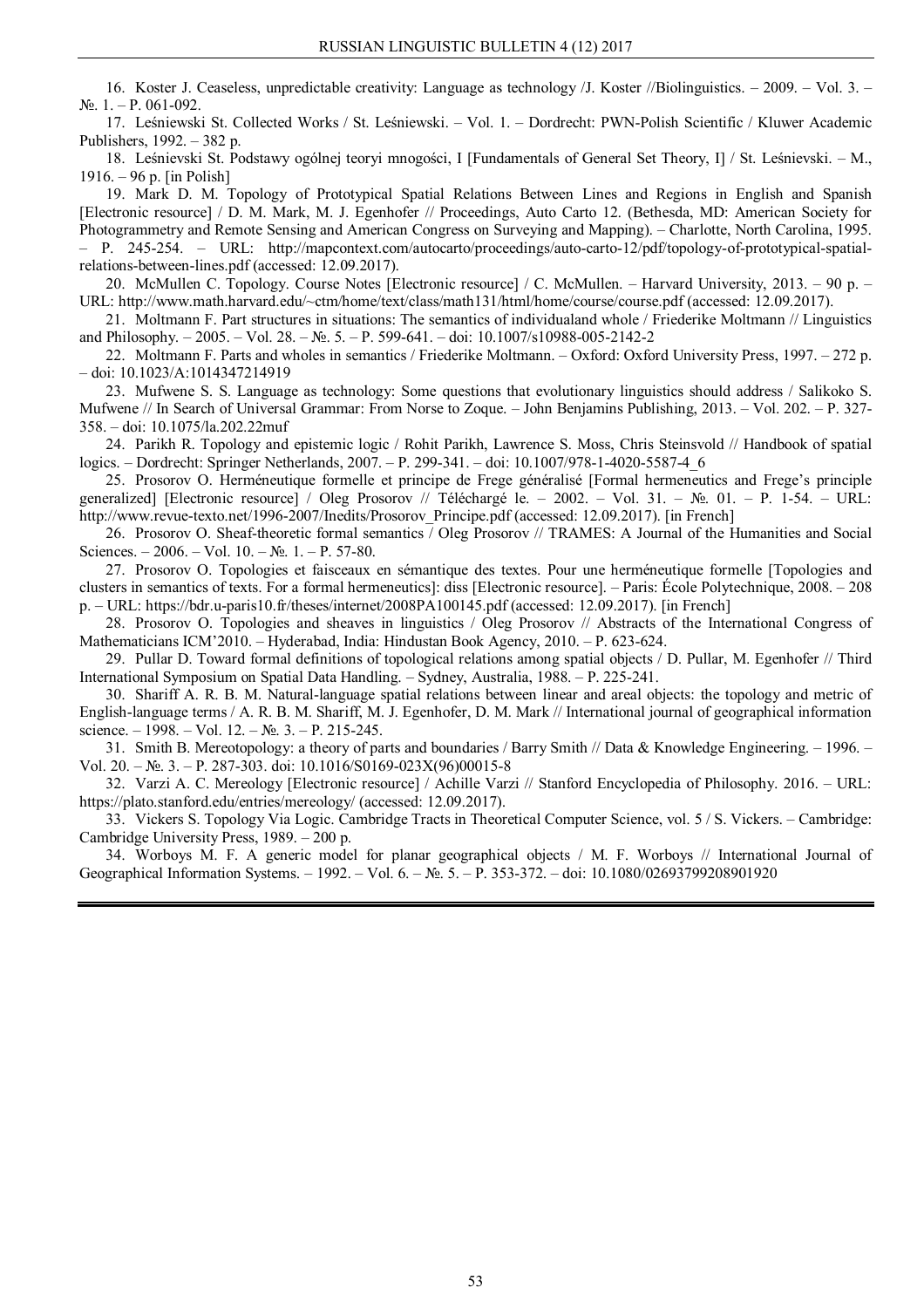16. Koster J. Ceaseless, unpredictable creativity: Language as technology /J. Koster //Biolinguistics. – 2009. – Vol. 3. – №. 1. – P. 061-092.

17. Leśniewski St. Collected Works / St. Leśniewski. – Vol. 1. – Dordrecht: PWN-Polish Scientific / Kluwer Academic Publishers, 1992. – 382 p.

18. Leśnievski St. Podstawy ogólnej teoryi mnogości, I [Fundamentals of General Set Theory, I] / St. Leśnievski. – M., 1916. – 96 p. [in Polish]

19. Mark D. M. Topology of Prototypical Spatial Relations Between Lines and Regions in English and Spanish [Electronic resource] / D. M. Mark, M. J. Egenhofer // Proceedings, Auto Carto 12. (Bethesda, MD: American Society for Photogrammetry and Remote Sensing and American Congress on Surveying and Mapping). – Charlotte, North Carolina, 1995. – P. 245-254. – URL: http://mapcontext.com/autocarto/proceedings/auto-carto-12/pdf/topology-of-prototypical-spatial-relations-between-lines.pdf (accessed: 12.09.2017).

20. McMullen C. Topology. Course Notes [Electronic resource] / C. McMullen. – Harvard University, 2013. – 90 p. – URL: http://www.math.harvard.edu/~ctm/home/text/class/math131/html/home/course/course.pdf (accessed: 12.09.2017).

21. Moltmann F. Part structures in situations: The semantics of individualand whole / Friederike Moltmann // Linguistics and Philosophy. – 2005. – Vol. 28. – №. 5. – P. 599-641. – doi: 10.1007/s10988-005-2142-2

22. Moltmann F. Parts and wholes in semantics / Friederike Moltmann. – Oxford: Oxford University Press, 1997. – 272 p. – doi: 10.1023/A:1014347214919

23. Mufwene S. S. Language as technology: Some questions that evolutionary linguistics should address / Salikoko S. Mufwene // In Search of Universal Grammar: From Norse to Zoque. – John Benjamins Publishing, 2013. – Vol. 202. – P. 327-358. – doi: 10.1075/la.202.22muf

24. Parikh R. Topology and epistemic logic / Rohit Parikh, Lawrence S. Moss, Chris Steinsvold // Handbook of spatial logics. – Dordrecht: Springer Netherlands, 2007. – P. 299-341. – doi: 10.1007/978-1-4020-5587-4_6

25. Prosorov O. Herméneutique formelle et principe de Frege généralisé [Formal hermeneutics and Frege's principle generalized] [Electronic resource] / Oleg Prosorov // Téléchargé le. – 2002. – Vol. 31. – №. 01. – P. 1-54. – URL: http://www.revue-texto.net/1996-2007/Inedits/Prosorov_Principe.pdf (accessed: 12.09.2017). [in French]

26. Prosorov O. Sheaf-theoretic formal semantics / Oleg Prosorov // TRAMES: A Journal of the Humanities and Social Sciences. – 2006. – Vol. 10. – №. 1. – P. 57-80.

27. Prosorov O. Topologies et faisceaux en sémantique des textes. Pour une herméneutique formelle [Topologies and clusters in semantics of texts. For a formal hermeneutics]: diss [Electronic resource]. – Paris: École Polytechnique, 2008. – 208 p. – URL: https://bdr.u-paris10.fr/theses/internet/2008PA100145.pdf (accessed: 12.09.2017). [in French]

28. Prosorov O. Topologies and sheaves in linguistics / Oleg Prosorov // Abstracts of the International Congress of Mathematicians ICM'2010. – Hyderabad, India: Hindustan Book Agency, 2010. – P. 623-624.

29. Pullar D. Toward formal definitions of topological relations among spatial objects / D. Pullar, M. Egenhofer // Third International Symposium on Spatial Data Handling. – Sydney, Australia, 1988. – P. 225-241.

30. Shariff A. R. B. M. Natural-language spatial relations between linear and areal objects: the topology and metric of English-language terms / A. R. B. M. Shariff, M. J. Egenhofer, D. M. Mark // International journal of geographical information science. – 1998. – Vol. 12. – №. 3. – P. 215-245.

31. Smith B. Mereotopology: a theory of parts and boundaries / Barry Smith // Data & Knowledge Engineering. – 1996. – Vol. 20. – №. 3. – P. 287-303. doi: 10.1016/S0169-023X(96)00015-8

32. Varzi A. C. Mereology [Electronic resource] / Achille Varzi // Stanford Encyclopedia of Philosophy. 2016. – URL: https://plato.stanford.edu/entries/mereology/ (accessed: 12.09.2017).

33. Vickers S. Topology Via Logic. Cambridge Tracts in Theoretical Computer Science, vol. 5 / S. Vickers. – Cambridge: Cambridge University Press, 1989. – 200 p.

34. Worboys M. F. A generic model for planar geographical objects / M. F. Worboys // International Journal of Geographical Information Systems. – 1992. – Vol. 6. – №. 5. – P. 353-372. – doi: 10.1080/02693799208901920